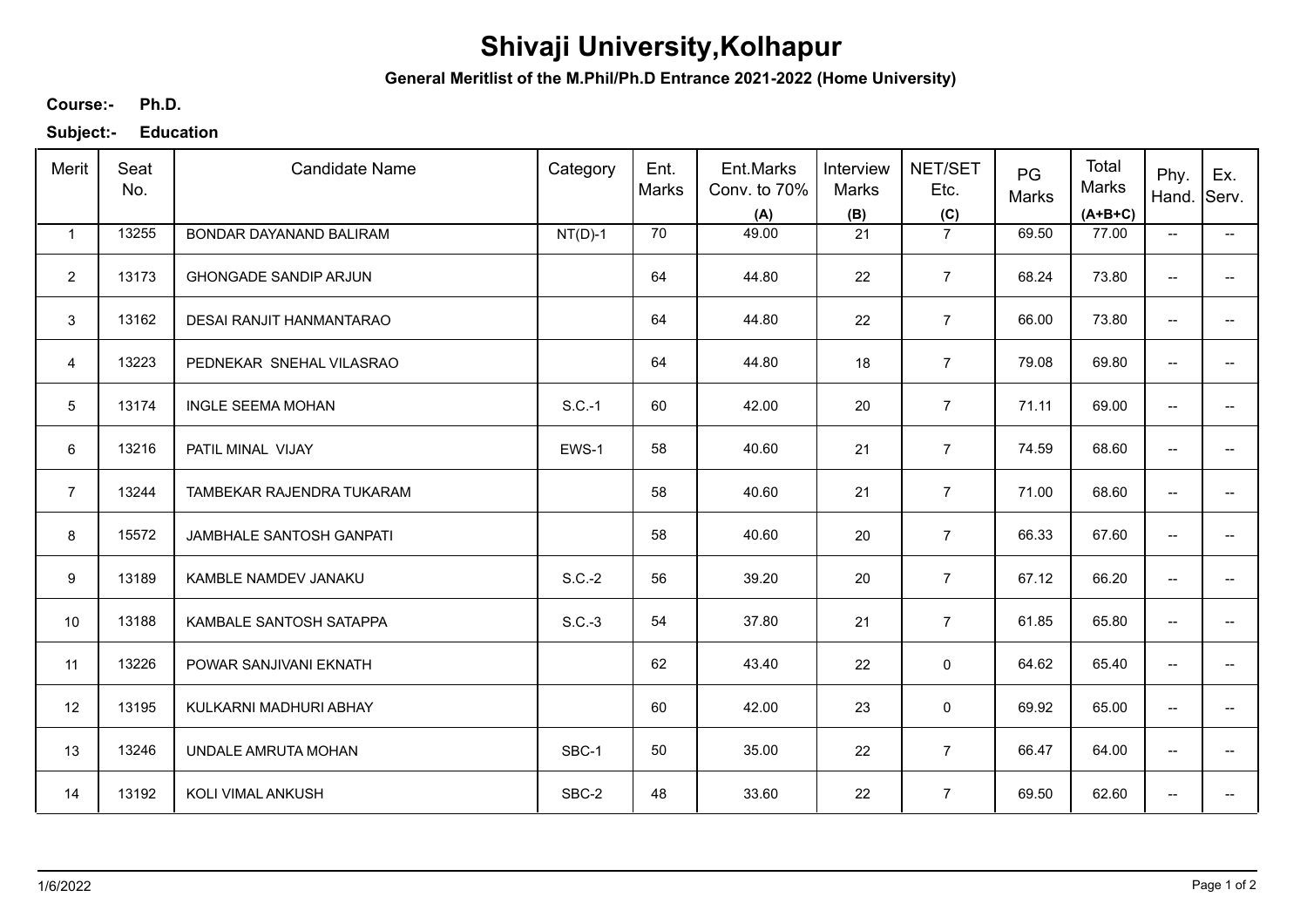# Shivaji University,Kolhapur

**General Meritlist of the M.Phil/Ph.D Entrance 2021-2022 (Home University)**

**Course:-** **Ph.D.**

**Subject:-** **Education**

| Merit | Seat No. | Candidate Name | Category | Ent. Marks | Ent.Marks Conv. to 70% (A) | Interview Marks (B) | NET/SET Etc. (C) | PG Marks | Total Marks (A+B+C) | Phy. Hand. | Ex. Serv. |
|---|---|---|---|---|---|---|---|---|---|---|---|
| 1 | 13255 | BONDAR DAYANAND BALIRAM | NT(D)-1 | 70 | 49.00 | 21 | 7 | 69.50 | 77.00 | -- | -- |
| 2 | 13173 | GHONGADE SANDIP ARJUN | | 64 | 44.80 | 22 | 7 | 68.24 | 73.80 | -- | -- |
| 3 | 13162 | DESAI RANJIT HANMANTARAO | | 64 | 44.80 | 22 | 7 | 66.00 | 73.80 | -- | -- |
| 4 | 13223 | PEDNEKAR SNEHAL VILASRAO | | 64 | 44.80 | 18 | 7 | 79.08 | 69.80 | -- | -- |
| 5 | 13174 | INGLE SEEMA MOHAN | S.C.-1 | 60 | 42.00 | 20 | 7 | 71.11 | 69.00 | -- | -- |
| 6 | 13216 | PATIL MINAL VIJAY | EWS-1 | 58 | 40.60 | 21 | 7 | 74.59 | 68.60 | -- | -- |
| 7 | 13244 | TAMBEKAR RAJENDRA TUKARAM | | 58 | 40.60 | 21 | 7 | 71.00 | 68.60 | -- | -- |
| 8 | 15572 | JAMBHALE SANTOSH GANPATI | | 58 | 40.60 | 20 | 7 | 66.33 | 67.60 | -- | -- |
| 9 | 13189 | KAMBLE NAMDEV JANAKU | S.C.-2 | 56 | 39.20 | 20 | 7 | 67.12 | 66.20 | -- | -- |
| 10 | 13188 | KAMBALE SANTOSH SATAPPA | S.C.-3 | 54 | 37.80 | 21 | 7 | 61.85 | 65.80 | -- | -- |
| 11 | 13226 | POWAR SANJIVANI EKNATH | | 62 | 43.40 | 22 | 0 | 64.62 | 65.40 | -- | -- |
| 12 | 13195 | KULKARNI MADHURI ABHAY | | 60 | 42.00 | 23 | 0 | 69.92 | 65.00 | -- | -- |
| 13 | 13246 | UNDALE AMRUTA MOHAN | SBC-1 | 50 | 35.00 | 22 | 7 | 66.47 | 64.00 | -- | -- |
| 14 | 13192 | KOLI VIMAL ANKUSH | SBC-2 | 48 | 33.60 | 22 | 7 | 69.50 | 62.60 | -- | -- |

1/6/2022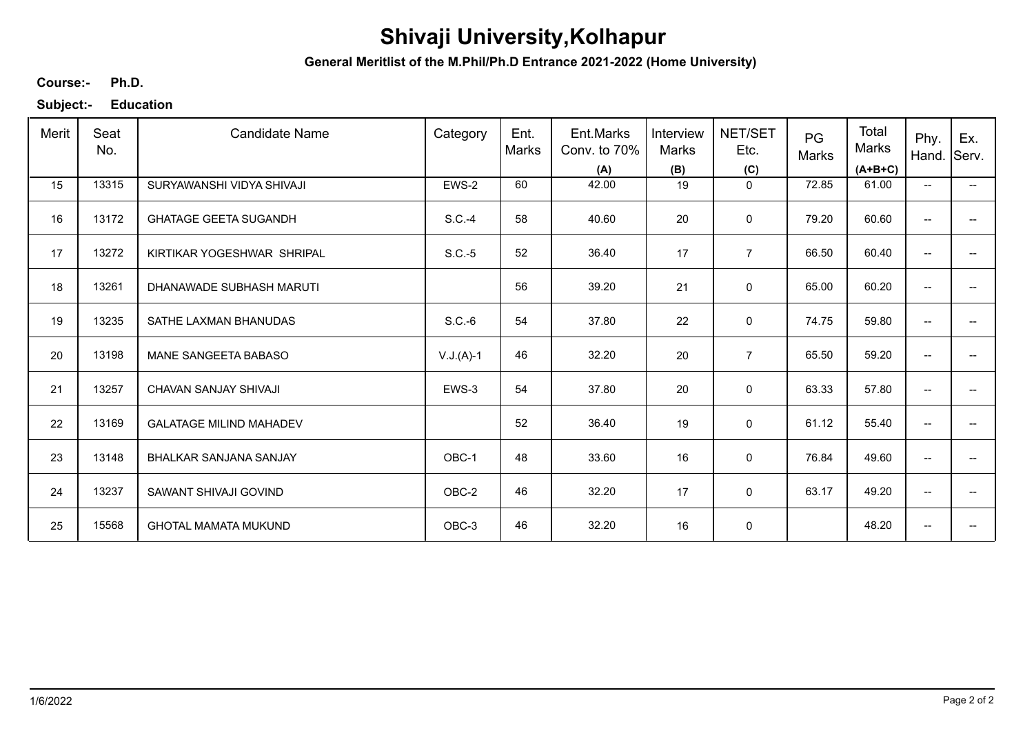# Shivaji University,Kolhapur

**General Meritlist of the M.Phil/Ph.D Entrance 2021-2022 (Home University)**

**Course:-** **Ph.D.**

**Subject:-** **Education**

| Merit | Seat No. | Candidate Name | Category | Ent. Marks | Ent.Marks Conv. to 70% (A) | Interview Marks (B) | NET/SET Etc. (C) | PG Marks | Total Marks (A+B+C) | Phy. Hand. | Ex. Serv. |
|---|---|---|---|---|---|---|---|---|---|---|---|
| 15 | 13315 | SURYAWANSHI VIDYA SHIVAJI | EWS-2 | 60 | 42.00 | 19 | 0 | 72.85 | 61.00 | -- | -- |
| 16 | 13172 | GHATAGE GEETA SUGANDH | S.C.-4 | 58 | 40.60 | 20 | 0 | 79.20 | 60.60 | -- | -- |
| 17 | 13272 | KIRTIKAR YOGESHWAR SHRIPAL | S.C.-5 | 52 | 36.40 | 17 | 7 | 66.50 | 60.40 | -- | -- |
| 18 | 13261 | DHANAWADE SUBHASH MARUTI | | 56 | 39.20 | 21 | 0 | 65.00 | 60.20 | -- | -- |
| 19 | 13235 | SATHE LAXMAN BHANUDAS | S.C.-6 | 54 | 37.80 | 22 | 0 | 74.75 | 59.80 | -- | -- |
| 20 | 13198 | MANE SANGEETA BABASO | V.J.(A)-1 | 46 | 32.20 | 20 | 7 | 65.50 | 59.20 | -- | -- |
| 21 | 13257 | CHAVAN SANJAY SHIVAJI | EWS-3 | 54 | 37.80 | 20 | 0 | 63.33 | 57.80 | -- | -- |
| 22 | 13169 | GALATAGE MILIND MAHADEV | | 52 | 36.40 | 19 | 0 | 61.12 | 55.40 | -- | -- |
| 23 | 13148 | BHALKAR SANJANA SANJAY | OBC-1 | 48 | 33.60 | 16 | 0 | 76.84 | 49.60 | -- | -- |
| 24 | 13237 | SAWANT SHIVAJI GOVIND | OBC-2 | 46 | 32.20 | 17 | 0 | 63.17 | 49.20 | -- | -- |
| 25 | 15568 | GHOTAL MAMATA MUKUND | OBC-3 | 46 | 32.20 | 16 | 0 | | 48.20 | -- | -- |

1/6/2022